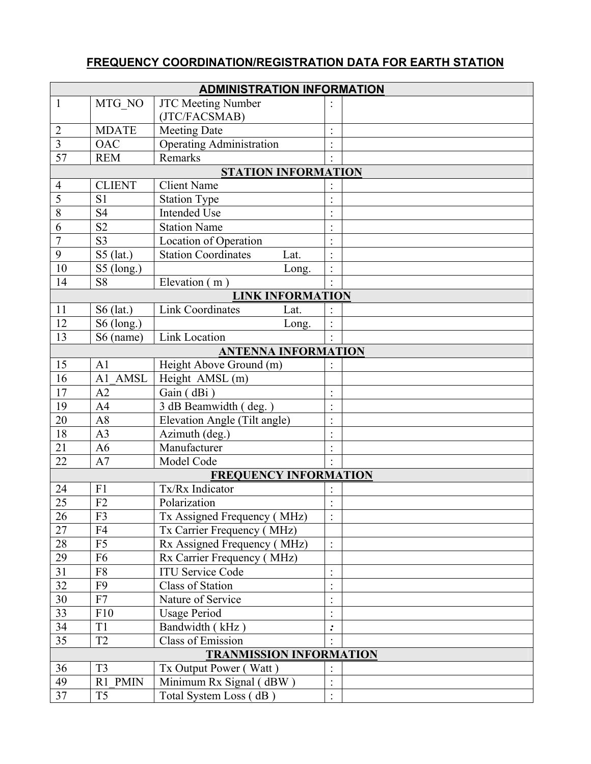# FREQUENCY COORDINATION/REGISTRATION DATA FOR EARTH STATION

| ADMINISTRATION INFORMATION | | | | |
|---|---|---|---|---|
| 1 | MTG_NO | JTC Meeting Number (JTC/FACSMAB) | : | |
| 2 | MDATE | Meeting Date | : | |
| 3 | OAC | Operating Administration | : | |
| 57 | REM | Remarks | : | |
| **STATION INFORMATION** | | | | |
| 4 | CLIENT | Client Name | : | |
| 5 | S1 | Station Type | : | |
| 8 | S4 | Intended Use | : | |
| 6 | S2 | Station Name | : | |
| 7 | S3 | Location of Operation | : | |
| 9 | S5 (lat.) | Station Coordinates Lat. | : | |
| 10 | S5 (long.) | Long. | : | |
| 14 | S8 | Elevation ( m ) | : | |
| **LINK INFORMATION** | | | | |
| 11 | S6 (lat.) | Link Coordinates Lat. | : | |
| 12 | S6 (long.) | Long. | : | |
| 13 | S6 (name) | Link Location | : | |
| **ANTENNA INFORMATION** | | | | |
| 15 | A1 | Height Above Ground (m) | : | |
| 16 | A1_AMSL | Height AMSL (m) | | |
| 17 | A2 | Gain ( dBi ) | : | |
| 19 | A4 | 3 dB Beamwidth ( deg. ) | : | |
| 20 | A8 | Elevation Angle (Tilt angle) | : | |
| 18 | A3 | Azimuth (deg.) | : | |
| 21 | A6 | Manufacturer | : | |
| 22 | A7 | Model Code | : | |
| **FREQUENCY INFORMATION** | | | | |
| 24 | F1 | Tx/Rx Indicator | : | |
| 25 | F2 | Polarization | : | |
| 26 | F3 | Tx Assigned Frequency ( MHz) | : | |
| 27 | F4 | Tx Carrier Frequency ( MHz) | | |
| 28 | F5 | Rx Assigned Frequency ( MHz) | : | |
| 29 | F6 | Rx Carrier Frequency ( MHz) | | |
| 31 | F8 | ITU Service Code | : | |
| 32 | F9 | Class of Station | : | |
| 30 | F7 | Nature of Service | : | |
| 33 | F10 | Usage Period | : | |
| 34 | T1 | Bandwidth ( kHz ) | : | |
| 35 | T2 | Class of Emission | : | |
| **TRANMISSION INFORMATION** | | | | |
| 36 | T3 | Tx Output Power ( Watt ) | : | |
| 49 | R1_PMIN | Minimum Rx Signal ( dBW ) | : | |
| 37 | T5 | Total System Loss ( dB ) | : | |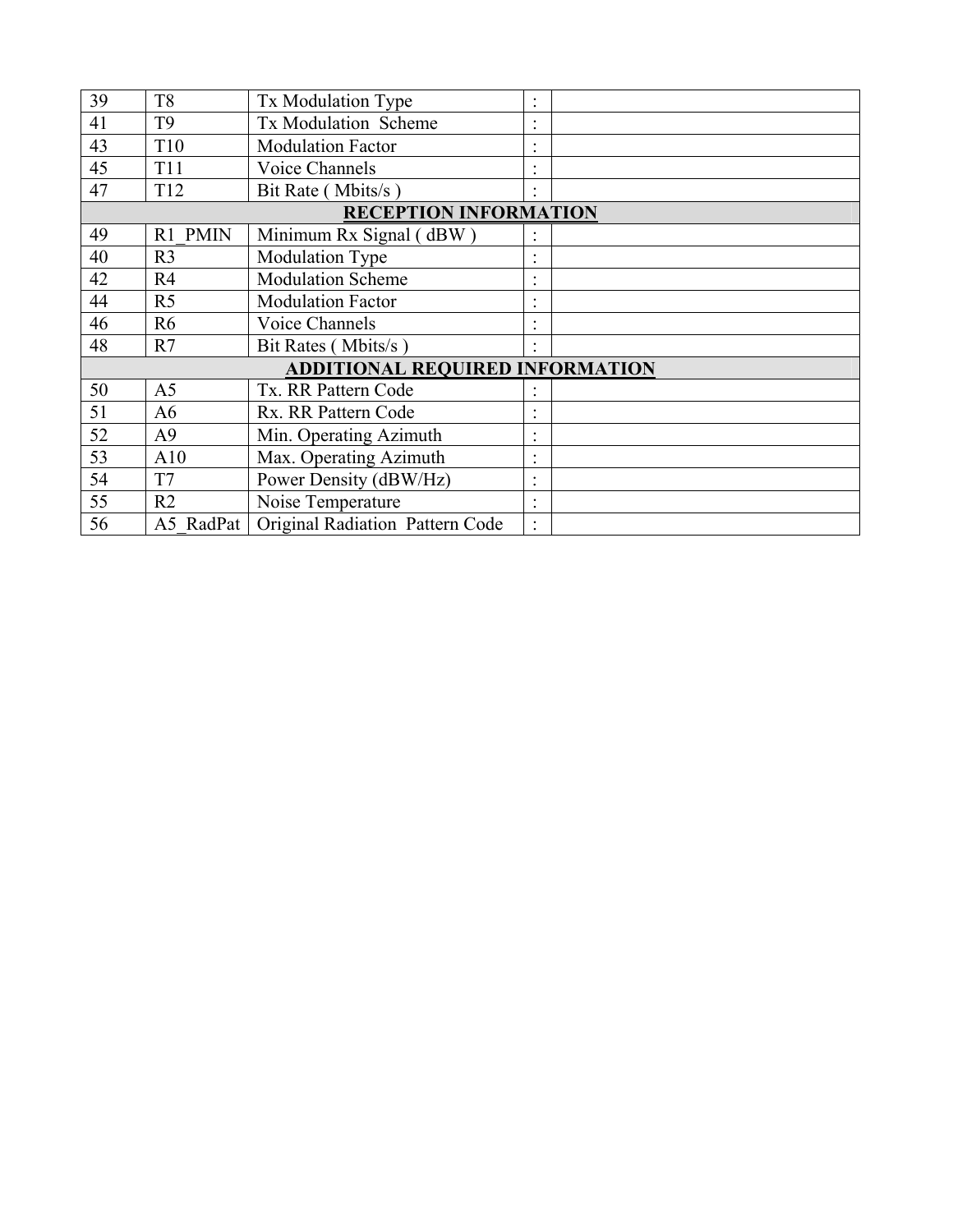| | | | | |
|---|---|---|---|---|
| 39 | T8 | Tx Modulation Type | : | |
| 41 | T9 | Tx Modulation Scheme | : | |
| 43 | T10 | Modulation Factor | : | |
| 45 | T11 | Voice Channels | : | |
| 47 | T12 | Bit Rate ( Mbits/s ) | : | |
| **RECEPTION INFORMATION** | | | | |
| 49 | R1_PMIN | Minimum Rx Signal ( dBW ) | : | |
| 40 | R3 | Modulation Type | : | |
| 42 | R4 | Modulation Scheme | : | |
| 44 | R5 | Modulation Factor | : | |
| 46 | R6 | Voice Channels | : | |
| 48 | R7 | Bit Rates ( Mbits/s ) | : | |
| **ADDITIONAL REQUIRED INFORMATION** | | | | |
| 50 | A5 | Tx. RR Pattern Code | : | |
| 51 | A6 | Rx. RR Pattern Code | : | |
| 52 | A9 | Min. Operating Azimuth | : | |
| 53 | A10 | Max. Operating Azimuth | : | |
| 54 | T7 | Power Density (dBW/Hz) | : | |
| 55 | R2 | Noise Temperature | : | |
| 56 | A5_RadPat | Original Radiation Pattern Code | : | |